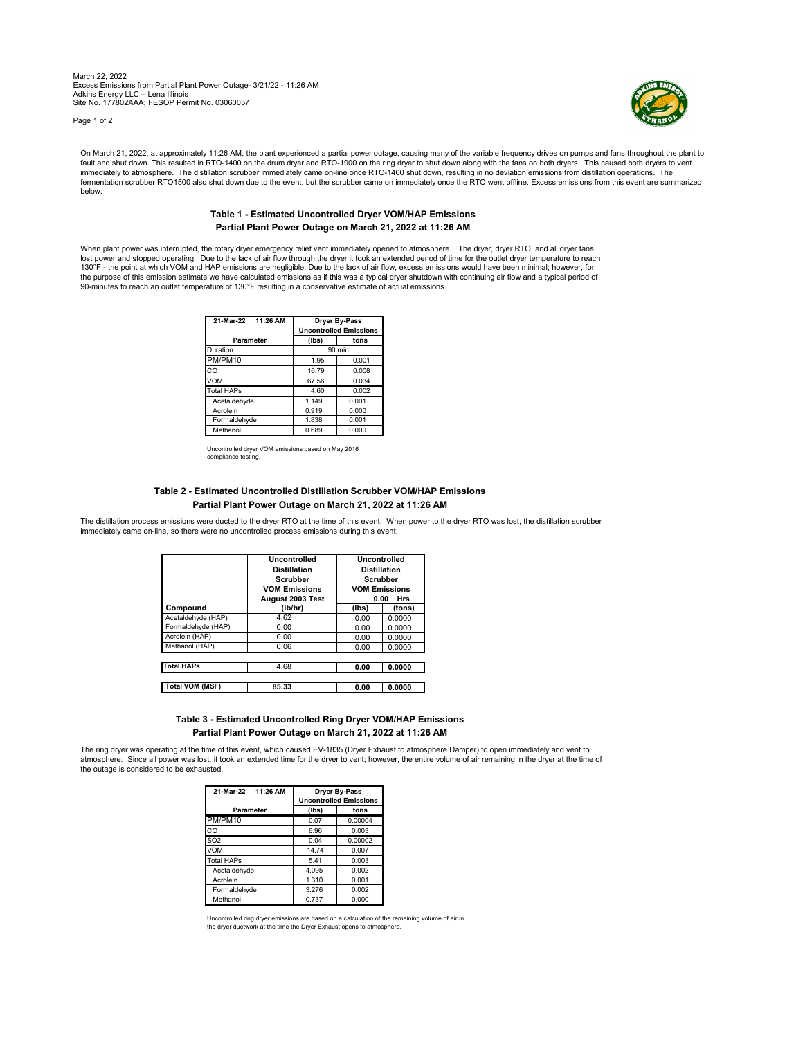March 22, 2022
Excess Emissions from Partial Plant Power Outage- 3/21/22 - 11:26 AM
Adkins Energy LLC – Lena Illinois
Site No. 177802AAA; FESOP Permit No. 03060057

On March 21, 2022, at approximately 11:26 AM, the plant experienced a partial power outage, causing many of the variable frequency drives on pumps and fans throughout the plant to fault and shut down. This resulted in RTO-1400 on the drum dryer and RTO-1900 on the ring dryer to shut down along with the fans on both dryers. This caused both dryers to vent immediately to atmosphere. The distillation scrubber immediately came on-line once RTO-1400 shut down, resulting in no deviation emissions from distillation operations. The fermentation scrubber RTO1500 also shut down due to the event, but the scrubber came on immediately once the RTO went offline. Excess emissions from this event are summarized below.

## Table 1 - Estimated Uncontrolled Dryer VOM/HAP Emissions
## Partial Plant Power Outage on March 21, 2022 at 11:26 AM

When plant power was interrupted, the rotary dryer emergency relief vent immediately opened to atmosphere. The dryer, dryer RTO, and all dryer fans lost power and stopped operating. Due to the lack of air flow through the dryer it took an extended period of time for the outlet dryer temperature to reach 130°F - the point at which VOM and HAP emissions are negligible. Due to the lack of air flow, excess emissions would have been minimal; however, for the purpose of this emission estimate we have calculated emissions as if this was a typical dryer shutdown with continuing air flow and a typical period of 90-minutes to reach an outlet temperature of 130°F resulting in a conservative estimate of actual emissions.

| 21-Mar-22 11:26 AM | Dryer By-Pass Uncontrolled Emissions | |
|---|---|---|
| Parameter | (lbs) | tons |
| Duration | 90 min | |
| PM/PM10 | 1.95 | 0.001 |
| CO | 16.79 | 0.008 |
| VOM | 67.56 | 0.034 |
| Total HAPs | 4.60 | 0.002 |
| Acetaldehyde | 1.149 | 0.001 |
| Acrolein | 0.919 | 0.000 |
| Formaldehyde | 1.838 | 0.001 |
| Methanol | 0.689 | 0.000 |

Uncontrolled dryer VOM emissions based on May 2016 compliance testing.

## Table 2 - Estimated Uncontrolled Distillation Scrubber VOM/HAP Emissions
## Partial Plant Power Outage on March 21, 2022 at 11:26 AM

The distillation process emissions were ducted to the dryer RTO at the time of this event. When power to the dryer RTO was lost, the distillation scrubber immediately came on-line, so there were no uncontrolled process emissions during this event.

| Compound | Uncontrolled Distillation Scrubber VOM Emissions August 2003 Test (lb/hr) | Uncontrolled Distillation Scrubber VOM Emissions 0.00 Hrs (lbs) | (tons) |
|---|---|---|---|
| Acetaldehyde (HAP) | 4.62 | 0.00 | 0.0000 |
| Formaldehyde (HAP) | 0.00 | 0.00 | 0.0000 |
| Acrolein (HAP) | 0.00 | 0.00 | 0.0000 |
| Methanol (HAP) | 0.06 | 0.00 | 0.0000 |
| **Total HAPs** | 4.68 | **0.00** | **0.0000** |
| **Total VOM (MSF)** | **85.33** | **0.00** | **0.0000** |

## Table 3 - Estimated Uncontrolled Ring Dryer VOM/HAP Emissions
## Partial Plant Power Outage on March 21, 2022 at 11:26 AM

The ring dryer was operating at the time of this event, which caused EV-1835 (Dryer Exhaust to atmosphere Damper) to open immediately and vent to atmosphere. Since all power was lost, it took an extended time for the dryer to vent; however, the entire volume of air remaining in the dryer at the time of the outage is considered to be exhausted.

| 21-Mar-22 11:26 AM | Dryer By-Pass Uncontrolled Emissions | |
|---|---|---|
| Parameter | (lbs) | tons |
| PM/PM10 | 0.07 | 0.00004 |
| CO | 6.96 | 0.003 |
| SO2 | 0.04 | 0.00002 |
| VOM | 14.74 | 0.007 |
| Total HAPs | 5.41 | 0.003 |
| Acetaldehyde | 4.095 | 0.002 |
| Acrolein | 1.310 | 0.001 |
| Formaldehyde | 3.276 | 0.002 |
| Methanol | 0.737 | 0.000 |

Uncontrolled ring dryer emissions are based on a calculation of the remaining volume of air in the dryer ductwork at the time the Dryer Exhaust opens to atmosphere.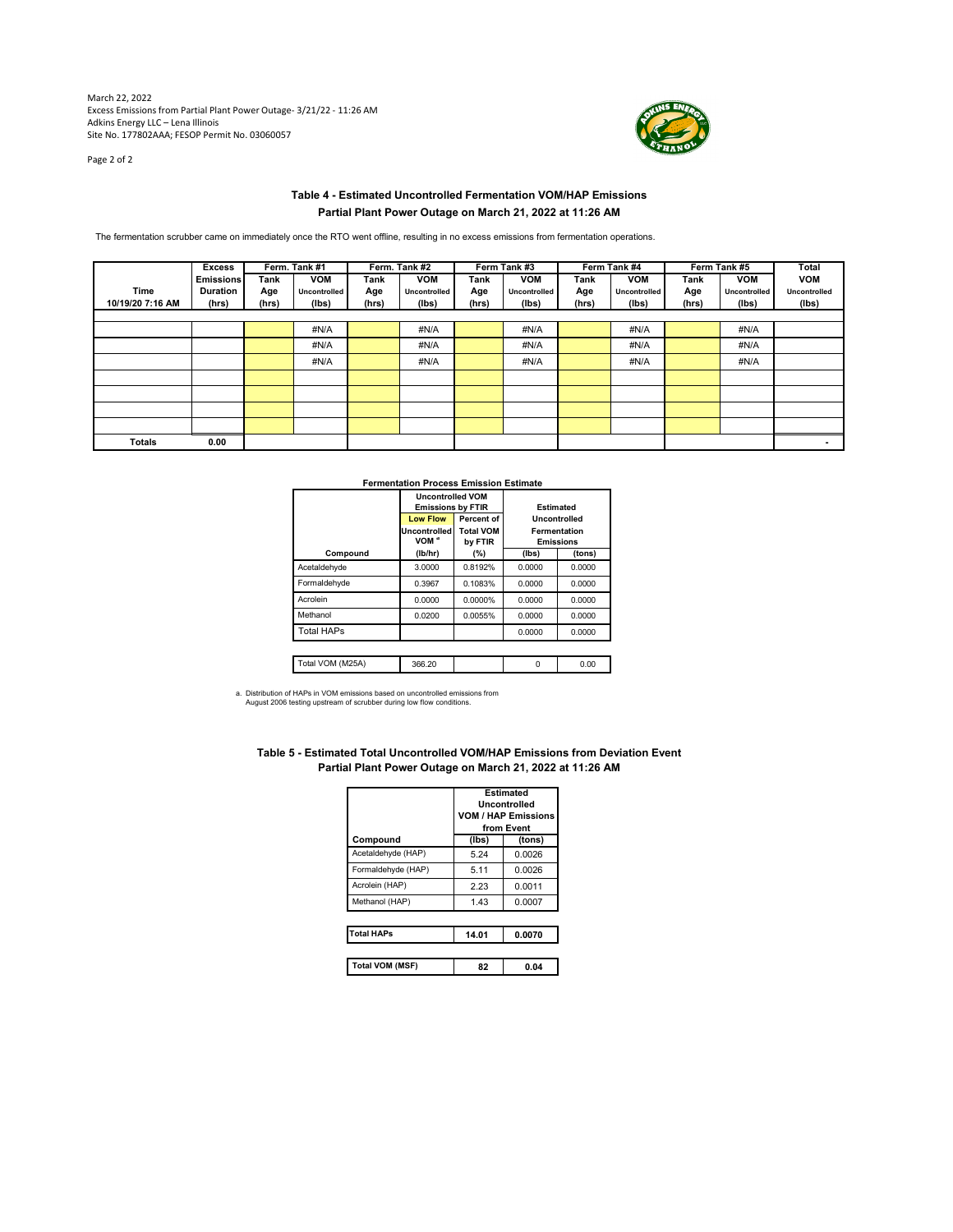March 22, 2022
Excess Emissions from Partial Plant Power Outage- 3/21/22 - 11:26 AM
Adkins Energy LLC – Lena Illinois
Site No. 177802AAA; FESOP Permit No. 03060057

### Table 4 - Estimated Uncontrolled Fermentation VOM/HAP Emissions
### Partial Plant Power Outage on March 21, 2022 at 11:26 AM

The fermentation scrubber came on immediately once the RTO went offline, resulting in no excess emissions from fermentation operations.

| Time 10/19/20 7:16 AM | Excess Emissions Duration (hrs) | Ferm. Tank #1 Tank Age (hrs) | Ferm. Tank #1 VOM Uncontrolled (lbs) | Ferm. Tank #2 Tank Age (hrs) | Ferm. Tank #2 VOM Uncontrolled (lbs) | Ferm Tank #3 Tank Age (hrs) | Ferm Tank #3 VOM Uncontrolled (lbs) | Ferm Tank #4 Tank Age (hrs) | Ferm Tank #4 VOM Uncontrolled (lbs) | Ferm Tank #5 Tank Age (hrs) | Ferm Tank #5 VOM Uncontrolled (lbs) | Total VOM Uncontrolled (lbs) |
|---|---|---|---|---|---|---|---|---|---|---|---|---|
| | | | #N/A | | #N/A | | #N/A | | #N/A | | #N/A | |
| | | | #N/A | | #N/A | | #N/A | | #N/A | | #N/A | |
| | | | #N/A | | #N/A | | #N/A | | #N/A | | #N/A | |
| | | | | | | | | | | | | |
| | | | | | | | | | | | | |
| | | | | | | | | | | | | |
| | | | | | | | | | | | | |
| **Totals** | 0.00 | | | | | | | | | | | - |

**Fermentation Process Emission Estimate**

| Compound | Uncontrolled VOM Emissions by FTIR: Low Flow Uncontrolled VOM [a] (lb/hr) | Uncontrolled VOM Emissions by FTIR: Percent of Total VOM by FTIR (%) | Estimated Uncontrolled Fermentation Emissions (lbs) | Estimated Uncontrolled Fermentation Emissions (tons) |
|---|---|---|---|---|
| Acetaldehyde | 3.0000 | 0.8192% | 0.0000 | 0.0000 |
| Formaldehyde | 0.3967 | 0.1083% | 0.0000 | 0.0000 |
| Acrolein | 0.0000 | 0.0000% | 0.0000 | 0.0000 |
| Methanol | 0.0200 | 0.0055% | 0.0000 | 0.0000 |
| Total HAPs | | | 0.0000 | 0.0000 |
| | | | | |
| Total VOM (M25A) | 366.20 | | 0 | 0.00 |

a. Distribution of HAPs in VOM emissions based on uncontrolled emissions from August 2006 testing upstream of scrubber during low flow conditions.

### Table 5 - Estimated Total Uncontrolled VOM/HAP Emissions from Deviation Event
### Partial Plant Power Outage on March 21, 2022 at 11:26 AM

| Compound | Estimated Uncontrolled VOM / HAP Emissions from Event (lbs) | Estimated Uncontrolled VOM / HAP Emissions from Event (tons) |
|---|---|---|
| Acetaldehyde (HAP) | 5.24 | 0.0026 |
| Formaldehyde (HAP) | 5.11 | 0.0026 |
| Acrolein (HAP) | 2.23 | 0.0011 |
| Methanol (HAP) | 1.43 | 0.0007 |
| | | |
| **Total HAPs** | **14.01** | **0.0070** |
| | | |
| **Total VOM (MSF)** | **82** | **0.04** |